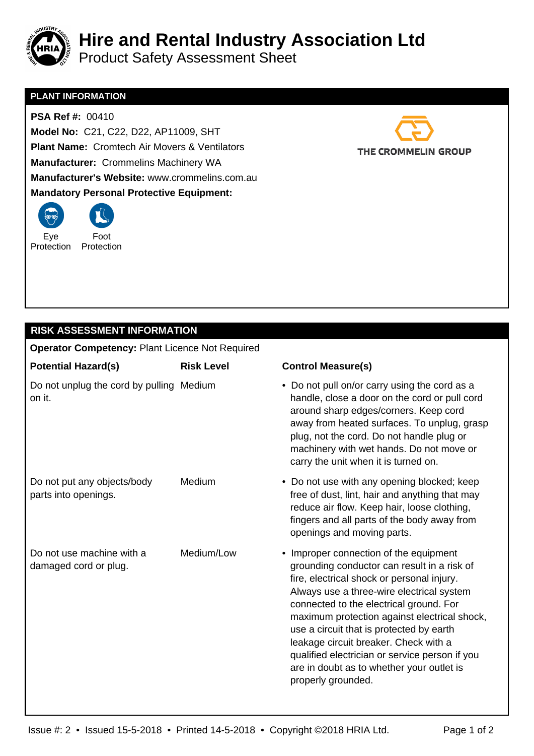# Hire and Rental Industry Association Ltd

Product Safety Assessment Sheet

## PLANT INFORMATION

**PSA Ref #:** 00410

**Model No:** C21, C22, D22, AP11009, SHT

**Plant Name:** Cromtech Air Movers & Ventilators

**Manufacturer:** Crommelins Machinery WA

**Manufacturer's Website:** www.crommelins.com.au

**Mandatory Personal Protective Equipment:**

- Eye Protection
- Foot Protection

THE CROMMELIN GROUP

## RISK ASSESSMENT INFORMATION

**Operator Competency:** Plant Licence Not Required

| Potential Hazard(s) | Risk Level | Control Measure(s) |
|---|---|---|
| Do not unplug the cord by pulling on it. | Medium | • Do not pull on/or carry using the cord as a handle, close a door on the cord or pull cord around sharp edges/corners. Keep cord away from heated surfaces. To unplug, grasp plug, not the cord. Do not handle plug or machinery with wet hands. Do not move or carry the unit when it is turned on. |
| Do not put any objects/body parts into openings. | Medium | • Do not use with any opening blocked; keep free of dust, lint, hair and anything that may reduce air flow. Keep hair, loose clothing, fingers and all parts of the body away from openings and moving parts. |
| Do not use machine with a damaged cord or plug. | Medium/Low | • Improper connection of the equipment grounding conductor can result in a risk of fire, electrical shock or personal injury. Always use a three-wire electrical system connected to the electrical ground. For maximum protection against electrical shock, use a circuit that is protected by earth leakage circuit breaker. Check with a qualified electrician or service person if you are in doubt as to whether your outlet is properly grounded. |

Issue #: 2 • Issued 15-5-2018 • Printed 14-5-2018 • Copyright ©2018 HRIA Ltd.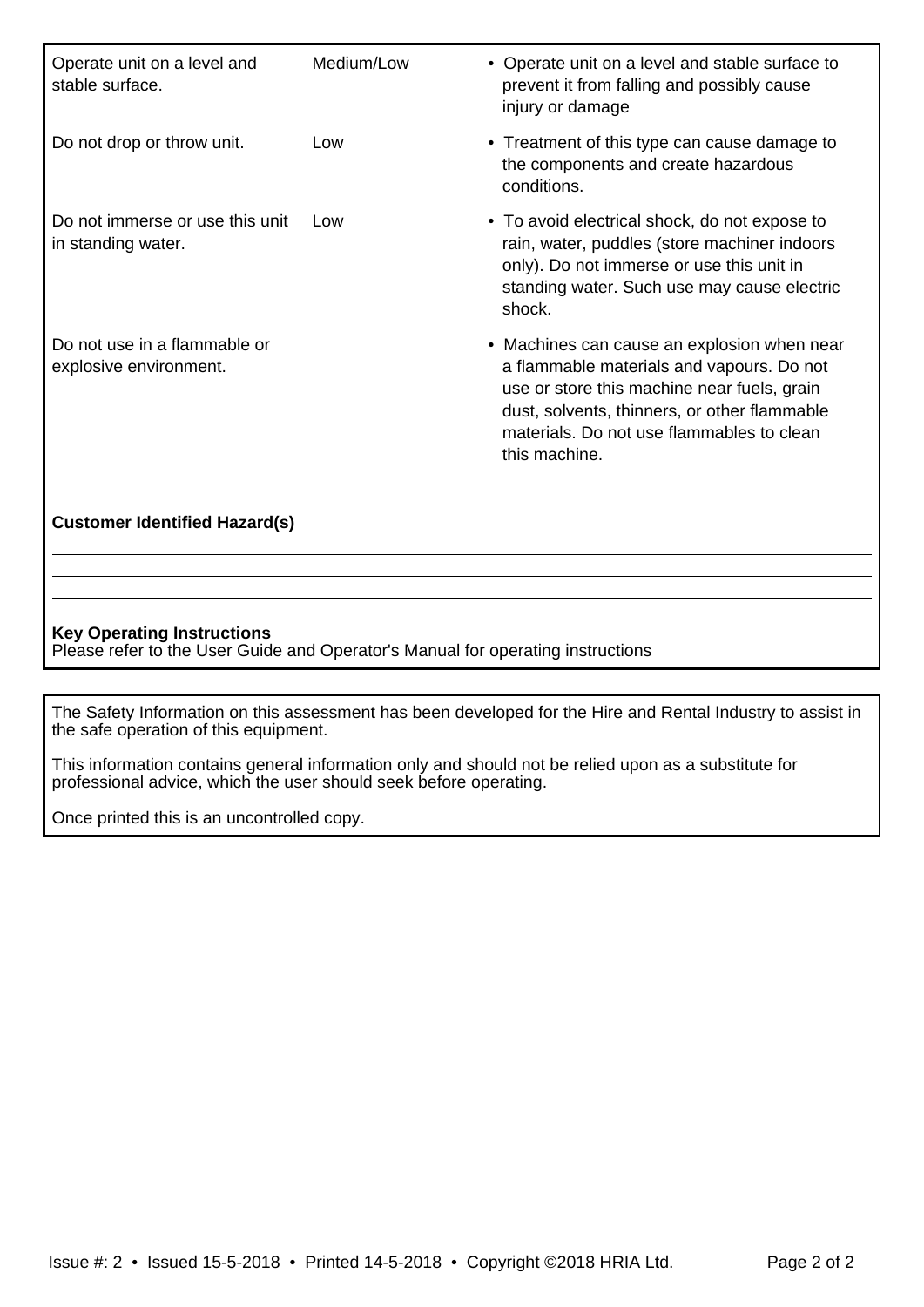| | | |
|---|---|---|
| Operate unit on a level and stable surface. | Medium/Low | • Operate unit on a level and stable surface to prevent it from falling and possibly cause injury or damage |
| Do not drop or throw unit. | Low | • Treatment of this type can cause damage to the components and create hazardous conditions. |
| Do not immerse or use this unit in standing water. | Low | • To avoid electrical shock, do not expose to rain, water, puddles (store machiner indoors only). Do not immerse or use this unit in standing water. Such use may cause electric shock. |
| Do not use in a flammable or explosive environment. | | • Machines can cause an explosion when near a flammable materials and vapours. Do not use or store this machine near fuels, grain dust, solvents, thinners, or other flammable materials. Do not use flammables to clean this machine. |

**Customer Identified Hazard(s)**

**Key Operating Instructions**
Please refer to the User Guide and Operator's Manual for operating instructions

The Safety Information on this assessment has been developed for the Hire and Rental Industry to assist in the safe operation of this equipment.

This information contains general information only and should not be relied upon as a substitute for professional advice, which the user should seek before operating.

Once printed this is an uncontrolled copy.

Issue #: 2 • Issued 15-5-2018 • Printed 14-5-2018 • Copyright ©2018 HRIA Ltd.